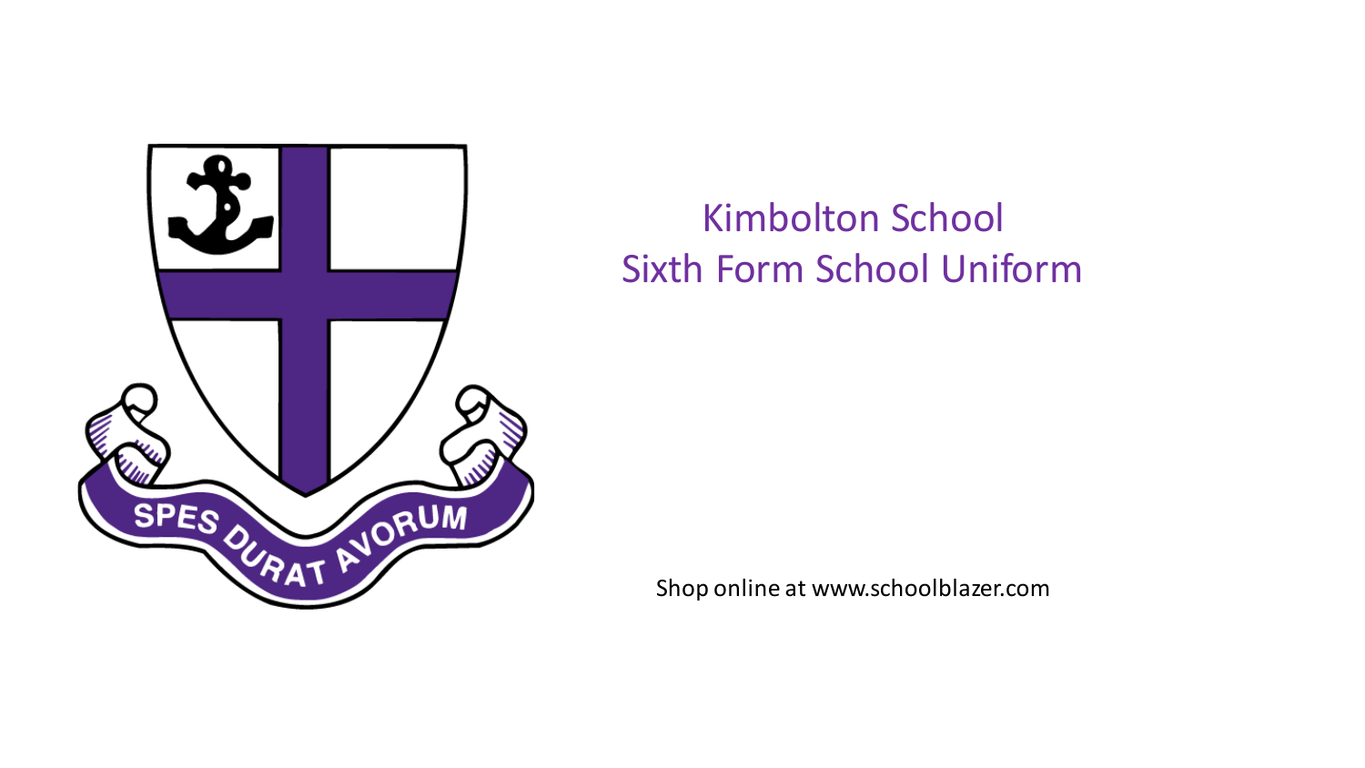# Kimbolton School
## Sixth Form School Uniform

Shop online at www.schoolblazer.com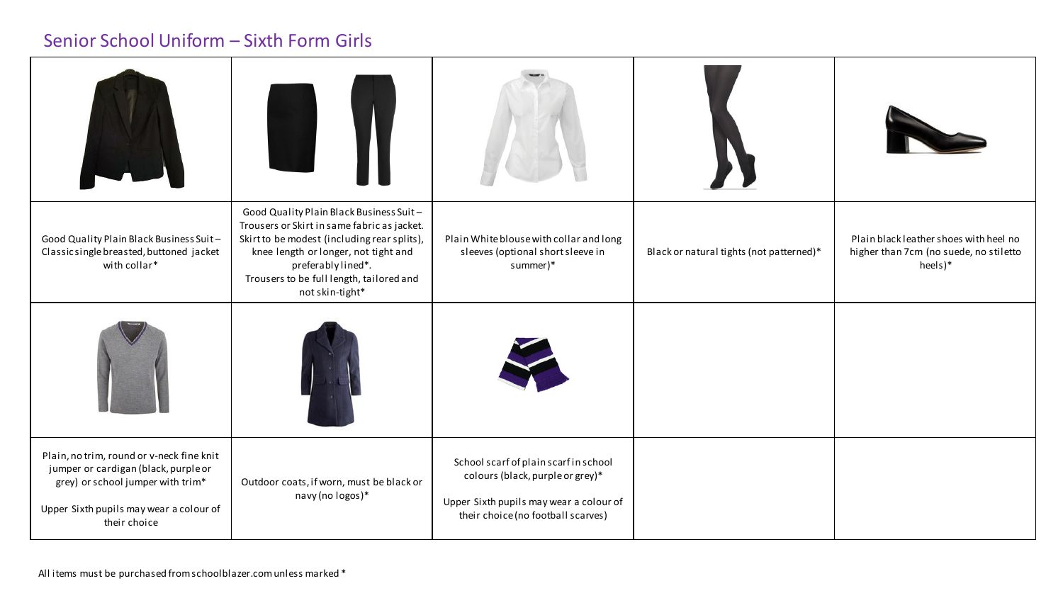# Senior School Uniform – Sixth Form Girls

| | | | | |
|---|---|---|---|---|
| Good Quality Plain Black Business Suit – Classic single breasted, buttoned jacket with collar* | Good Quality Plain Black Business Suit – Trousers or Skirt in same fabric as jacket. Skirt to be modest (including rear splits), knee length or longer, not tight and preferably lined*. Trousers to be full length, tailored and not skin-tight* | Plain White blouse with collar and long sleeves (optional short sleeve in summer)* | Black or natural tights (not patterned)* | Plain black leather shoes with heel no higher than 7cm (no suede, no stiletto heels)* |
| Plain, no trim, round or v-neck fine knit jumper or cardigan (black, purple or grey) or school jumper with trim*<br><br>Upper Sixth pupils may wear a colour of their choice | Outdoor coats, if worn, must be black or navy (no logos)* | School scarf of plain scarf in school colours (black, purple or grey)*<br><br>Upper Sixth pupils may wear a colour of their choice (no football scarves) | | |

All items must be purchased from schoolblazer.com unless marked *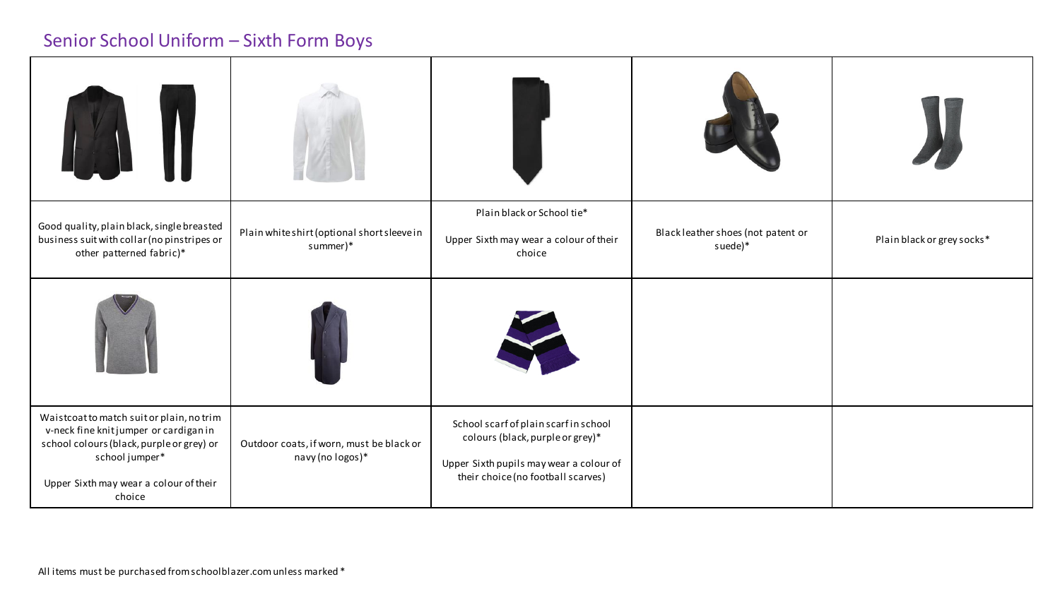# Senior School Uniform – Sixth Form Boys

| | | | | |
|---|---|---|---|---|
| Good quality, plain black, single breasted business suit with collar (no pinstripes or other patterned fabric)* | Plain white shirt (optional short sleeve in summer)* | Plain black or School tie*<br><br>Upper Sixth may wear a colour of their choice | Black leather shoes (not patent or suede)* | Plain black or grey socks* |
| Waistcoat to match suit or plain, no trim v-neck fine knit jumper or cardigan in school colours (black, purple or grey) or school jumper*<br><br>Upper Sixth may wear a colour of their choice | Outdoor coats, if worn, must be black or navy (no logos)* | School scarf of plain scarf in school colours (black, purple or grey)*<br><br>Upper Sixth pupils may wear a colour of their choice (no football scarves) | | |

All items must be purchased from schoolblazer.com unless marked *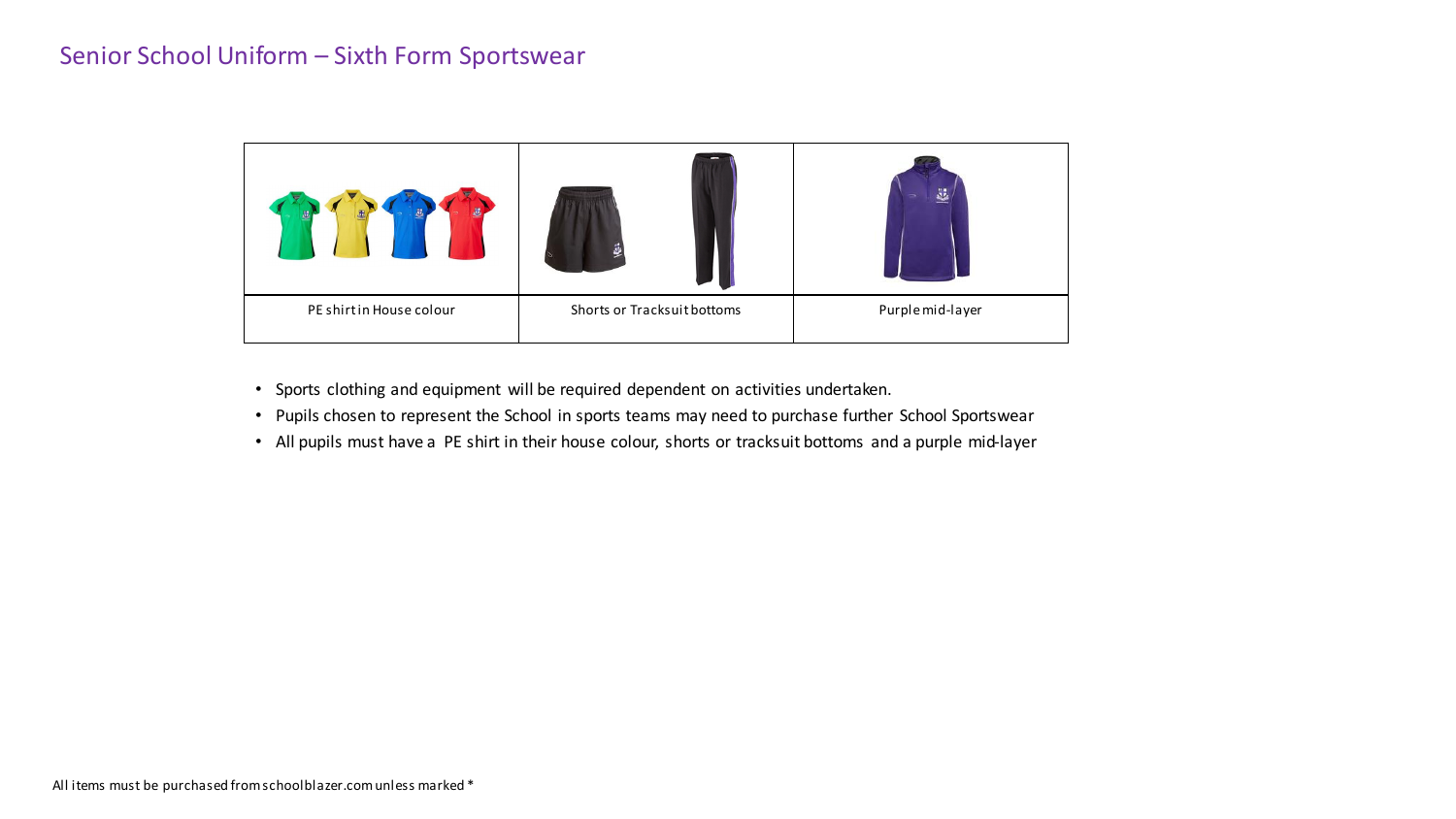## Senior School Uniform – Sixth Form Sportswear

| | | |
|---|---|---|
| PE shirt in House colour | Shorts or Tracksuit bottoms | Purple mid-layer |

- Sports clothing and equipment will be required dependent on activities undertaken.
- Pupils chosen to represent the School in sports teams may need to purchase further School Sportswear
- All pupils must have a PE shirt in their house colour, shorts or tracksuit bottoms and a purple mid-layer

All items must be purchased from schoolblazer.com unless marked *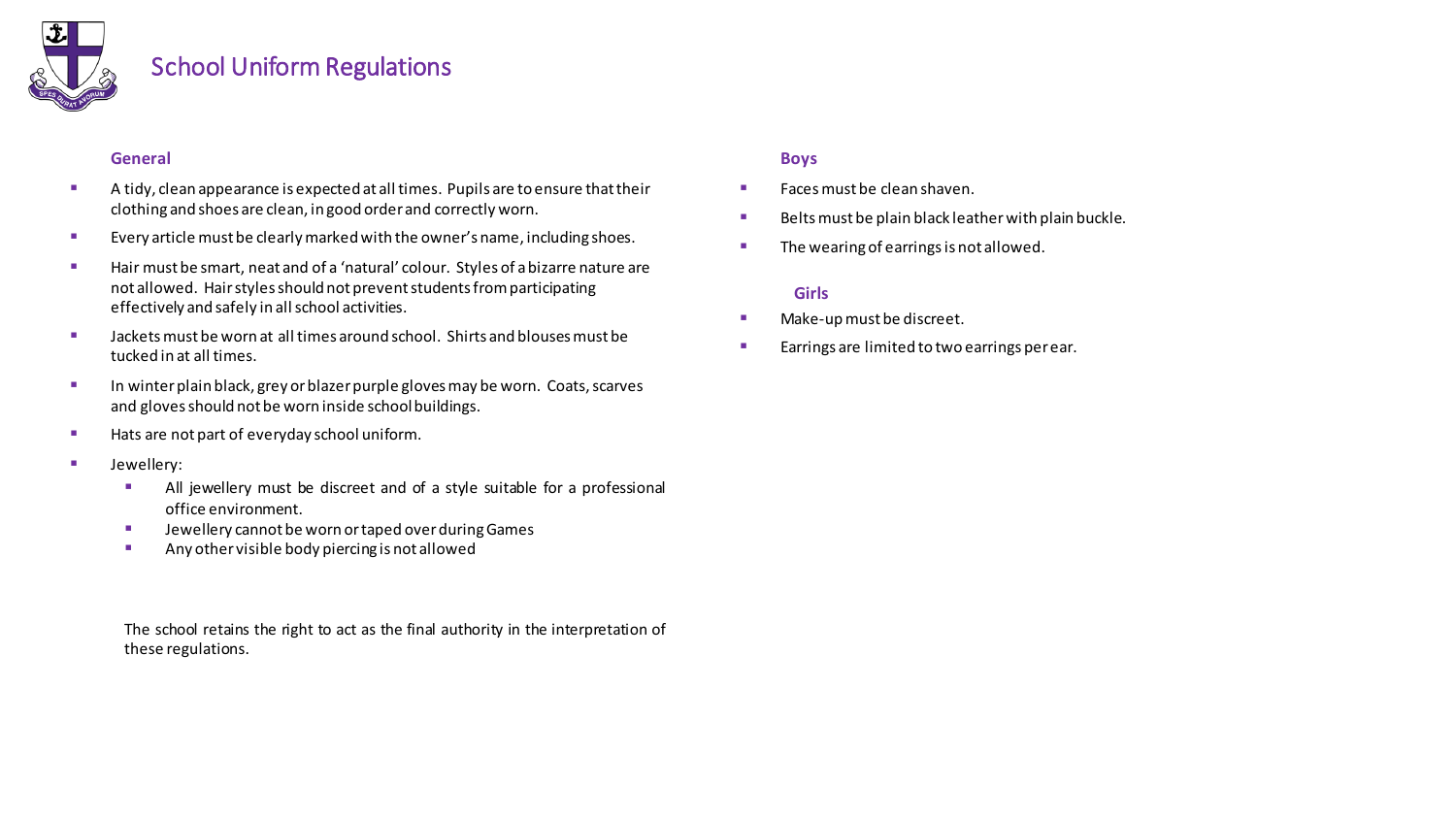# School Uniform Regulations

## General

- A tidy, clean appearance is expected at all times. Pupils are to ensure that their clothing and shoes are clean, in good order and correctly worn.
- Every article must be clearly marked with the owner's name, including shoes.
- Hair must be smart, neat and of a 'natural' colour. Styles of a bizarre nature are not allowed. Hair styles should not prevent students from participating effectively and safely in all school activities.
- Jackets must be worn at all times around school. Shirts and blouses must be tucked in at all times.
- In winter plain black, grey or blazer purple gloves may be worn. Coats, scarves and gloves should not be worn inside school buildings.
- Hats are not part of everyday school uniform.
- Jewellery:
  - All jewellery must be discreet and of a style suitable for a professional office environment.
  - Jewellery cannot be worn or taped over during Games
  - Any other visible body piercing is not allowed

The school retains the right to act as the final authority in the interpretation of these regulations.

## Boys

- Faces must be clean shaven.
- Belts must be plain black leather with plain buckle.
- The wearing of earrings is not allowed.

## Girls

- Make-up must be discreet.
- Earrings are limited to two earrings per ear.